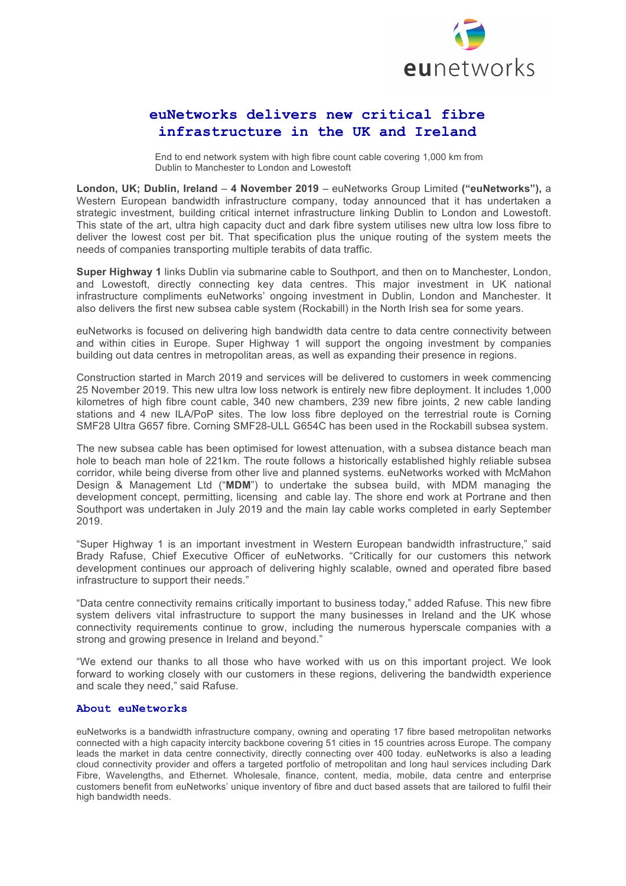# euNetworks delivers new critical fibre infrastructure in the UK and Ireland

End to end network system with high fibre count cable covering 1,000 km from Dublin to Manchester to London and Lowestoft

**London, UK; Dublin, Ireland** – **4 November 2019** – euNetworks Group Limited **("euNetworks"),** a Western European bandwidth infrastructure company, today announced that it has undertaken a strategic investment, building critical internet infrastructure linking Dublin to London and Lowestoft. This state of the art, ultra high capacity duct and dark fibre system utilises new ultra low loss fibre to deliver the lowest cost per bit. That specification plus the unique routing of the system meets the needs of companies transporting multiple terabits of data traffic.

**Super Highway 1** links Dublin via submarine cable to Southport, and then on to Manchester, London, and Lowestoft, directly connecting key data centres. This major investment in UK national infrastructure compliments euNetworks' ongoing investment in Dublin, London and Manchester. It also delivers the first new subsea cable system (Rockabill) in the North Irish sea for some years.

euNetworks is focused on delivering high bandwidth data centre to data centre connectivity between and within cities in Europe. Super Highway 1 will support the ongoing investment by companies building out data centres in metropolitan areas, as well as expanding their presence in regions.

Construction started in March 2019 and services will be delivered to customers in week commencing 25 November 2019. This new ultra low loss network is entirely new fibre deployment. It includes 1,000 kilometres of high fibre count cable, 340 new chambers, 239 new fibre joints, 2 new cable landing stations and 4 new ILA/PoP sites. The low loss fibre deployed on the terrestrial route is Corning SMF28 Ultra G657 fibre. Corning SMF28-ULL G654C has been used in the Rockabill subsea system.

The new subsea cable has been optimised for lowest attenuation, with a subsea distance beach man hole to beach man hole of 221km. The route follows a historically established highly reliable subsea corridor, while being diverse from other live and planned systems. euNetworks worked with McMahon Design & Management Ltd ("**MDM**") to undertake the subsea build, with MDM managing the development concept, permitting, licensing and cable lay. The shore end work at Portrane and then Southport was undertaken in July 2019 and the main lay cable works completed in early September 2019.

"Super Highway 1 is an important investment in Western European bandwidth infrastructure," said Brady Rafuse, Chief Executive Officer of euNetworks. "Critically for our customers this network development continues our approach of delivering highly scalable, owned and operated fibre based infrastructure to support their needs."

"Data centre connectivity remains critically important to business today," added Rafuse. This new fibre system delivers vital infrastructure to support the many businesses in Ireland and the UK whose connectivity requirements continue to grow, including the numerous hyperscale companies with a strong and growing presence in Ireland and beyond."

"We extend our thanks to all those who have worked with us on this important project. We look forward to working closely with our customers in these regions, delivering the bandwidth experience and scale they need," said Rafuse.

## About euNetworks

euNetworks is a bandwidth infrastructure company, owning and operating 17 fibre based metropolitan networks connected with a high capacity intercity backbone covering 51 cities in 15 countries across Europe. The company leads the market in data centre connectivity, directly connecting over 400 today. euNetworks is also a leading cloud connectivity provider and offers a targeted portfolio of metropolitan and long haul services including Dark Fibre, Wavelengths, and Ethernet. Wholesale, finance, content, media, mobile, data centre and enterprise customers benefit from euNetworks' unique inventory of fibre and duct based assets that are tailored to fulfil their high bandwidth needs.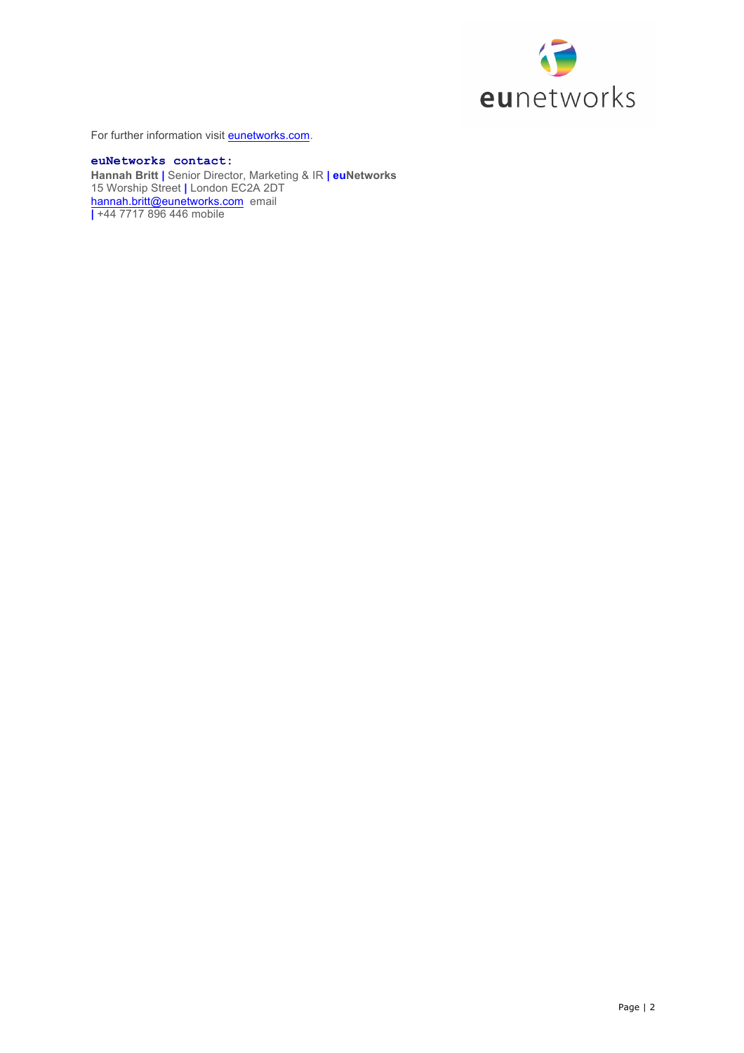For further information visit eunetworks.com.

**euNetworks contact:**
**Hannah Britt** | Senior Director, Marketing & IR | **euNetworks**
15 Worship Street | London EC2A 2DT
hannah.britt@eunetworks.com email
| +44 7717 896 446 mobile